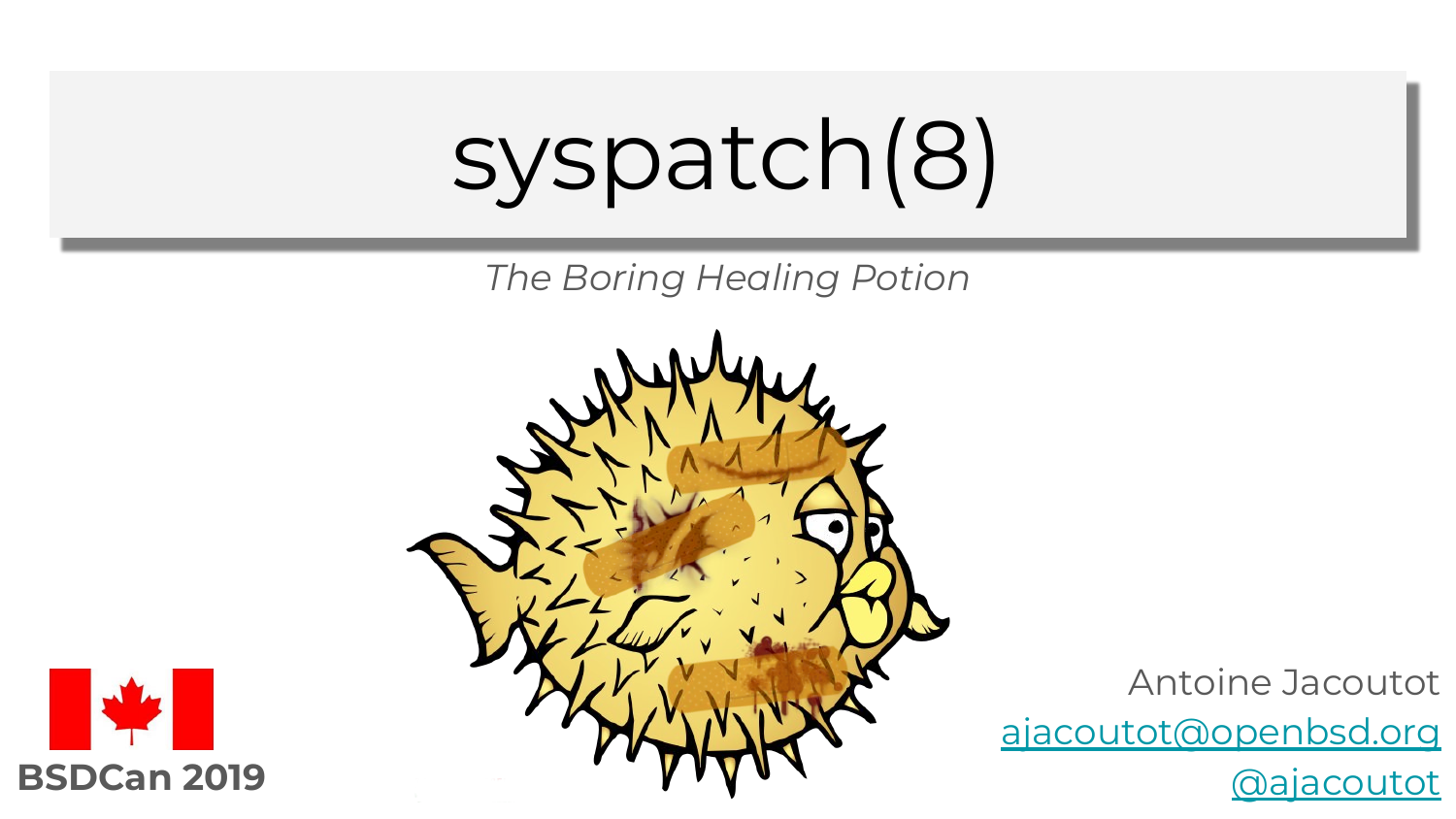# syspatch(8)

*The Boring Healing Potion*

**BSDCan 2019**

Antoine Jacoutot

ajacoutot@openbsd.org

@ajacoutot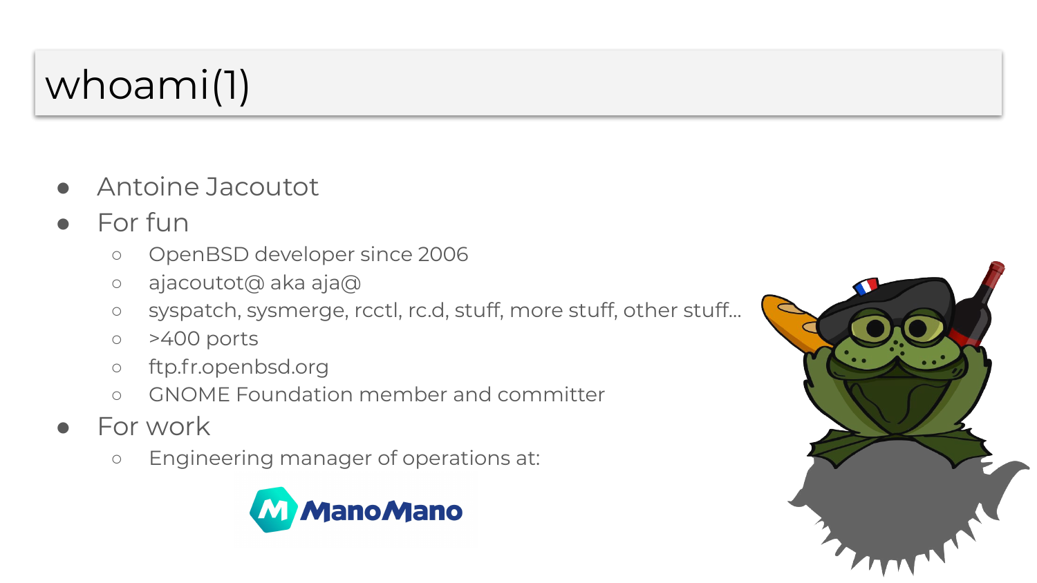# whoami(1)

- Antoine Jacoutot
- For fun
  - OpenBSD developer since 2006
  - ajacoutot@ aka aja@
  - syspatch, sysmerge, rcctl, rc.d, stuff, more stuff, other stuff…
  - >400 ports
  - ftp.fr.openbsd.org
  - GNOME Foundation member and committer
- For work
  - Engineering manager of operations at:

ManoMano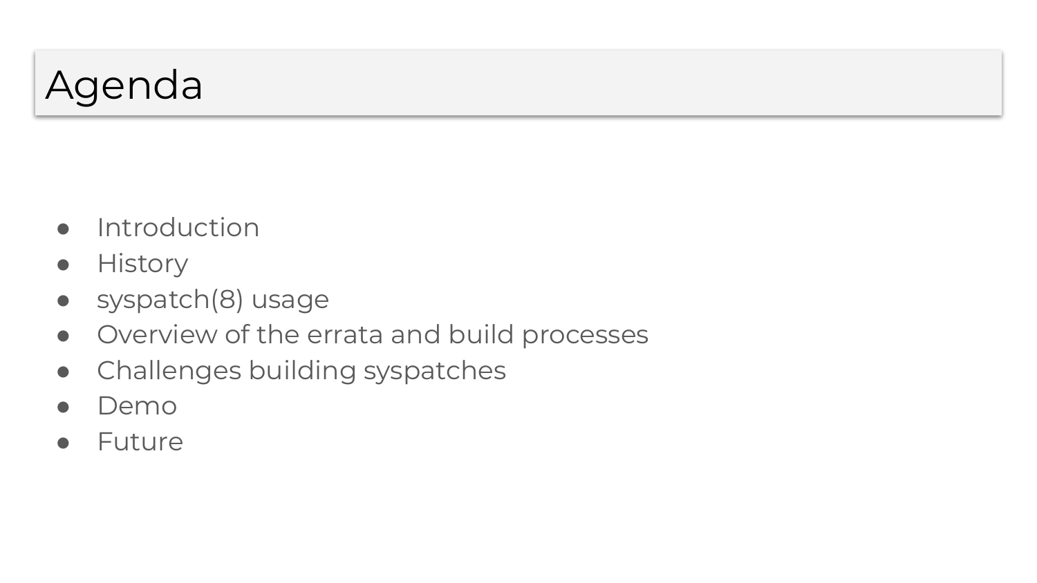# Agenda

- Introduction
- History
- syspatch(8) usage
- Overview of the errata and build processes
- Challenges building syspatches
- Demo
- Future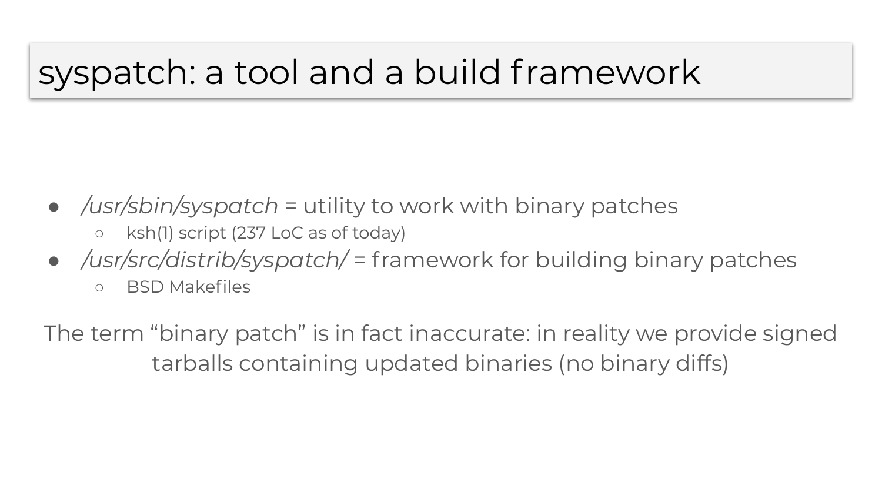# syspatch: a tool and a build framework

- */usr/sbin/syspatch* = utility to work with binary patches
  - ksh(1) script (237 LoC as of today)
- */usr/src/distrib/syspatch/* = framework for building binary patches
  - BSD Makefiles

The term “binary patch” is in fact inaccurate: in reality we provide signed tarballs containing updated binaries (no binary diffs)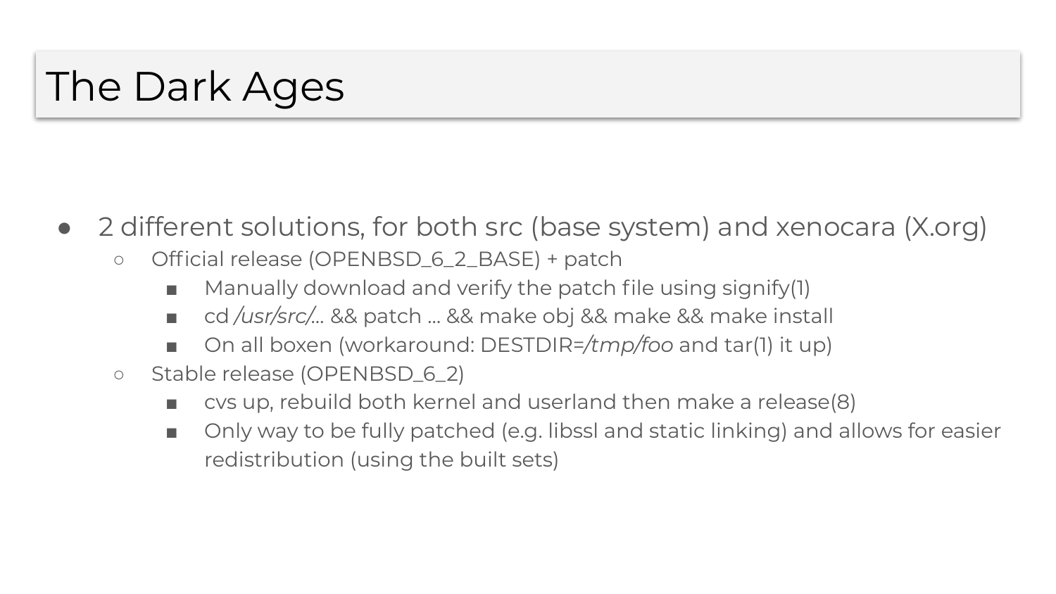# The Dark Ages

- 2 different solutions, for both src (base system) and xenocara (X.org)
  - Official release (OPENBSD_6_2_BASE) + patch
    - Manually download and verify the patch file using signify(1)
    - cd */usr/src/*... && patch ... && make obj && make && make install
    - On all boxen (workaround: DESTDIR=*/tmp/foo* and tar(1) it up)
  - Stable release (OPENBSD_6_2)
    - cvs up, rebuild both kernel and userland then make a release(8)
    - Only way to be fully patched (e.g. libssl and static linking) and allows for easier redistribution (using the built sets)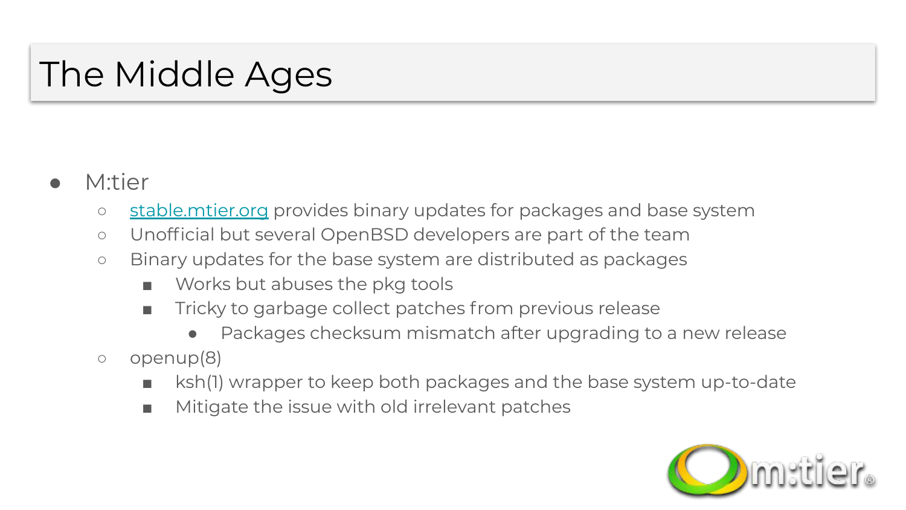# The Middle Ages

- M:tier
  - [stable.mtier.org](stable.mtier.org) provides binary updates for packages and base system
  - Unofficial but several OpenBSD developers are part of the team
  - Binary updates for the base system are distributed as packages
    - Works but abuses the pkg tools
    - Tricky to garbage collect patches from previous release
      - Packages checksum mismatch after upgrading to a new release
  - openup(8)
    - ksh(1) wrapper to keep both packages and the base system up-to-date
    - Mitigate the issue with old irrelevant patches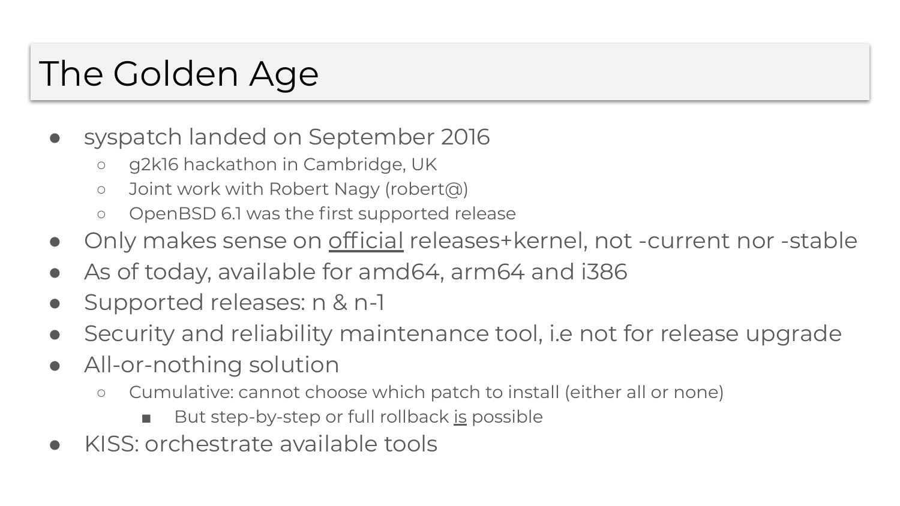# The Golden Age

- syspatch landed on September 2016
  - g2k16 hackathon in Cambridge, UK
  - Joint work with Robert Nagy (robert@)
  - OpenBSD 6.1 was the first supported release
- Only makes sense on <u>official</u> releases+kernel, not -current nor -stable
- As of today, available for amd64, arm64 and i386
- Supported releases: n & n-1
- Security and reliability maintenance tool, i.e not for release upgrade
- All-or-nothing solution
  - Cumulative: cannot choose which patch to install (either all or none)
    - But step-by-step or full rollback <u>is</u> possible
- KISS: orchestrate available tools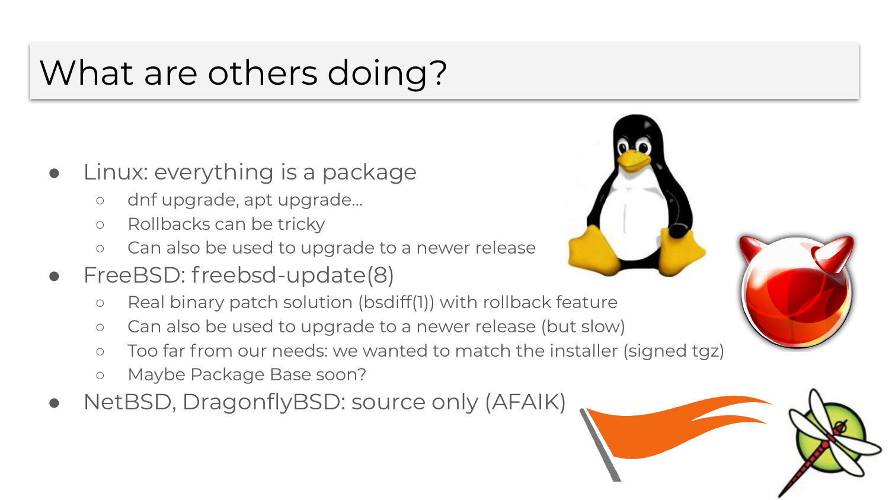# What are others doing?

- Linux: everything is a package
  - dnf upgrade, apt upgrade…
  - Rollbacks can be tricky
  - Can also be used to upgrade to a newer release
- FreeBSD: freebsd-update(8)
  - Real binary patch solution (bsdiff(1)) with rollback feature
  - Can also be used to upgrade to a newer release (but slow)
  - Too far from our needs: we wanted to match the installer (signed tgz)
  - Maybe Package Base soon?
- NetBSD, DragonflyBSD: source only (AFAIK)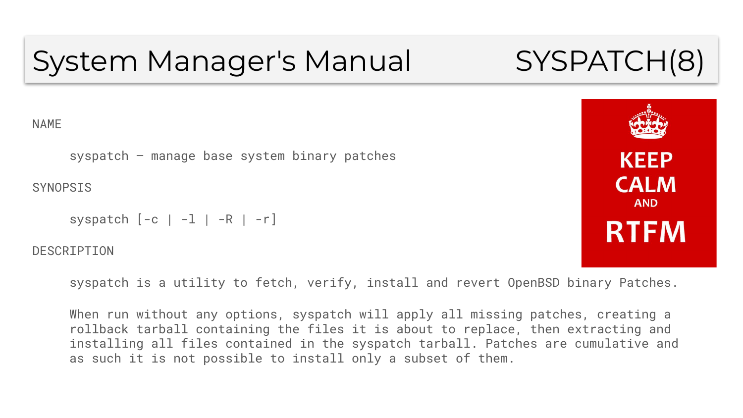# System Manager's Manual SYSPATCH(8)

KEEP CALM AND RTFM

NAME

syspatch – manage base system binary patches

SYNOPSIS

```
syspatch [-c | -l | -R | -r]
```

DESCRIPTION

syspatch is a utility to fetch, verify, install and revert OpenBSD binary Patches.

When run without any options, syspatch will apply all missing patches, creating a rollback tarball containing the files it is about to replace, then extracting and installing all files contained in the syspatch tarball. Patches are cumulative and as such it is not possible to install only a subset of them.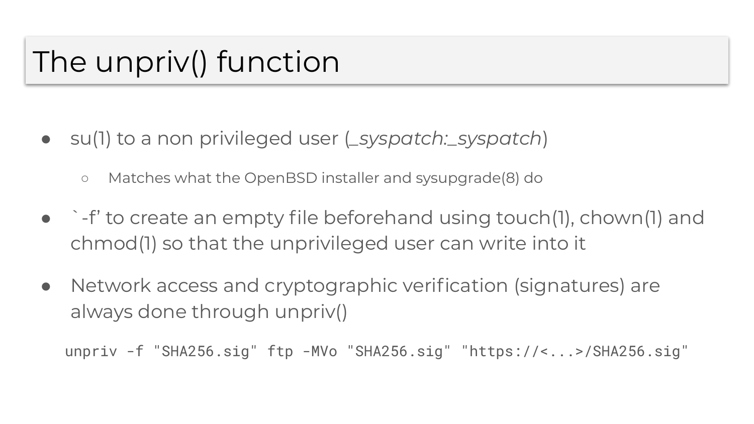# The unpriv() function

- su(1) to a non privileged user (*_syspatch:_syspatch*)
  - Matches what the OpenBSD installer and sysupgrade(8) do
- `-f' to create an empty file beforehand using touch(1), chown(1) and chmod(1) so that the unprivileged user can write into it
- Network access and cryptographic verification (signatures) are always done through unpriv()

```
unpriv -f "SHA256.sig" ftp -MVo "SHA256.sig" "https://<...>/SHA256.sig"
```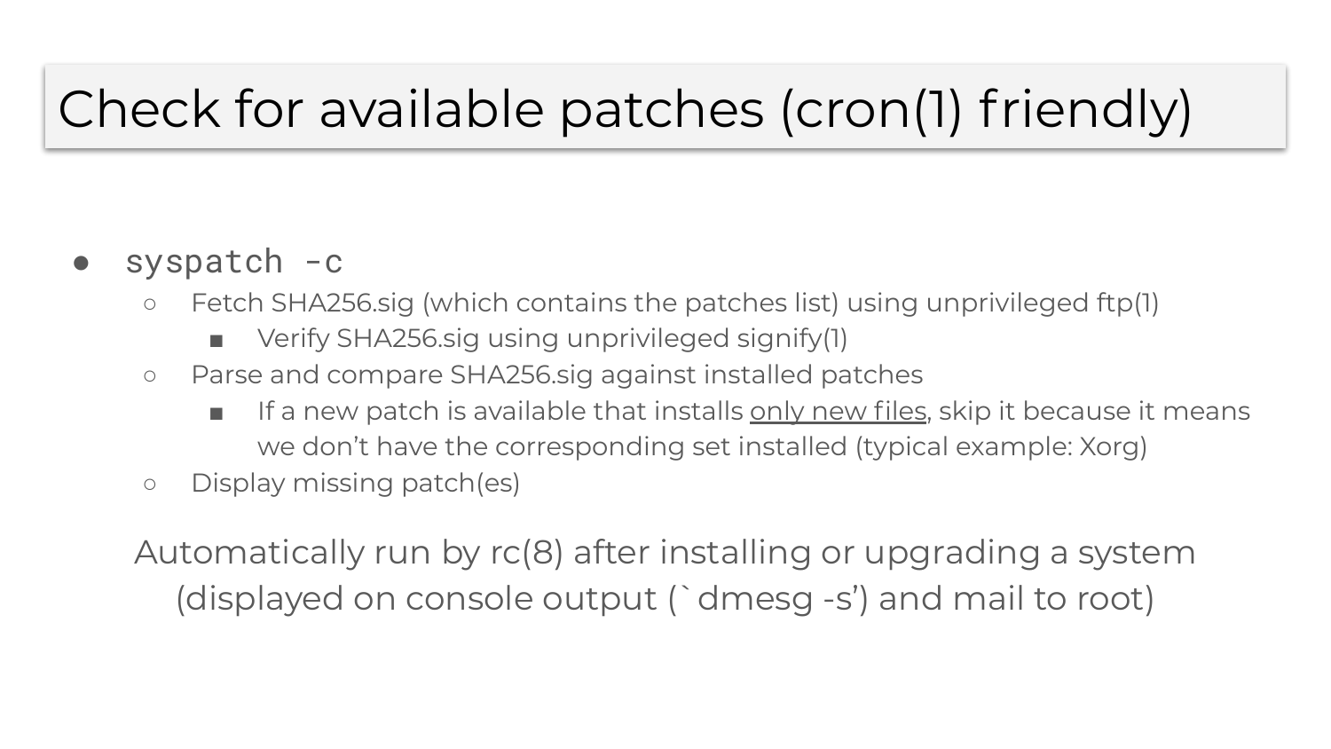# Check for available patches (cron(1) friendly)

- `syspatch -c`
  - Fetch SHA256.sig (which contains the patches list) using unprivileged ftp(1)
    - Verify SHA256.sig using unprivileged signify(1)
  - Parse and compare SHA256.sig against installed patches
    - If a new patch is available that installs <u>only new files</u>, skip it because it means we don't have the corresponding set installed (typical example: Xorg)
  - Display missing patch(es)

Automatically run by rc(8) after installing or upgrading a system (displayed on console output (`dmesg -s') and mail to root)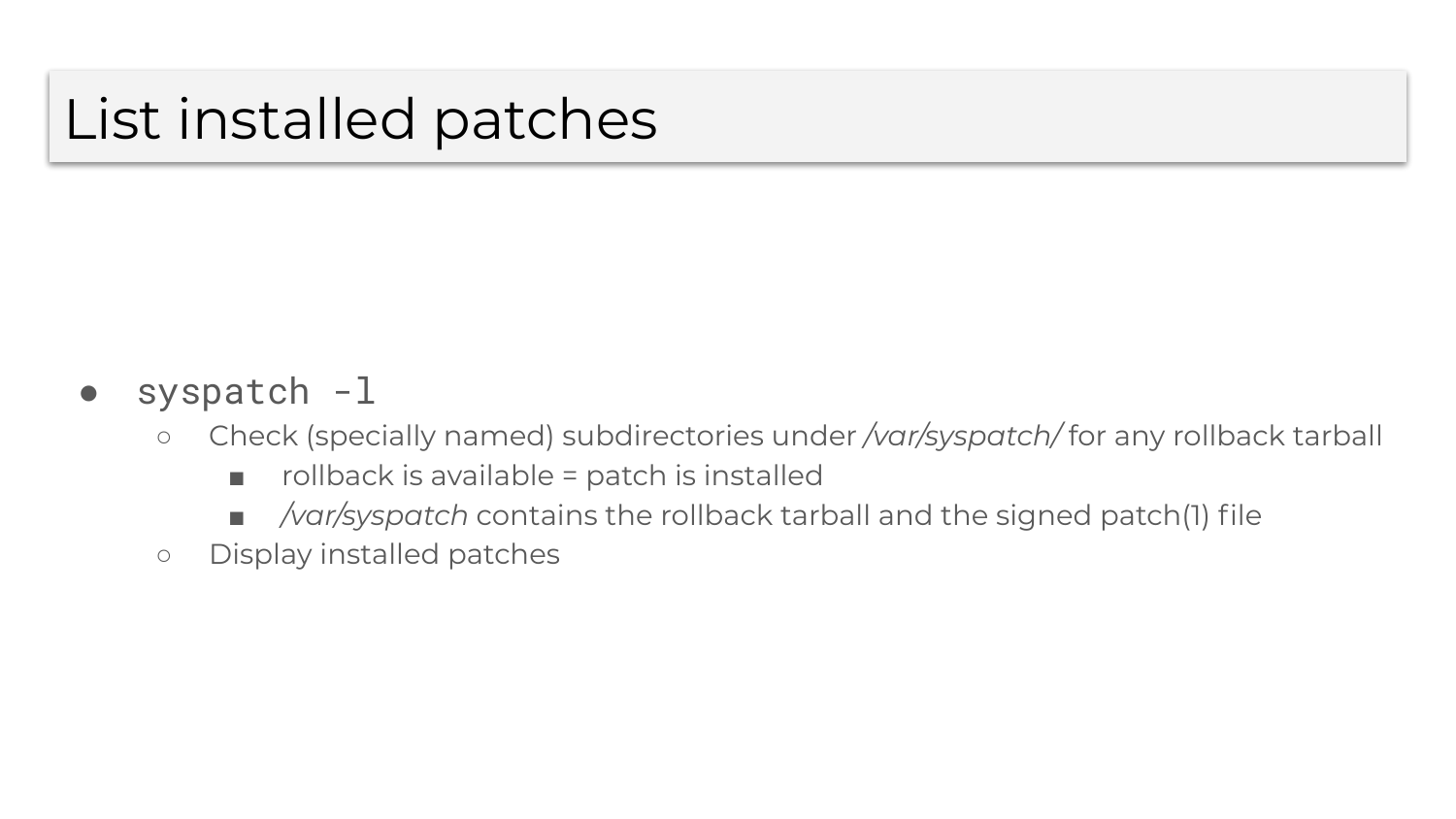# List installed patches

- `syspatch -l`
  - Check (specially named) subdirectories under */var/syspatch/* for any rollback tarball
    - rollback is available = patch is installed
    - */var/syspatch* contains the rollback tarball and the signed patch(1) file
  - Display installed patches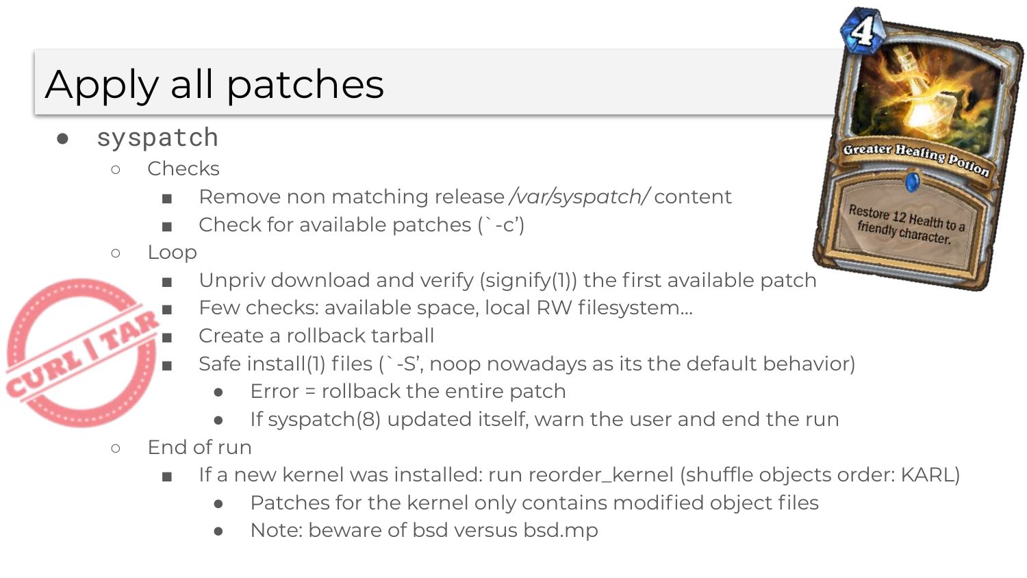# Apply all patches

- syspatch
  - Checks
    - Remove non matching release */var/syspatch/* content
    - Check for available patches (`-c')
  - Loop
    - Unpriv download and verify (signify(1)) the first available patch
    - Few checks: available space, local RW filesystem…
    - Create a rollback tarball
    - Safe install(1) files (`-S', noop nowadays as its the default behavior)
      - Error = rollback the entire patch
      - If syspatch(8) updated itself, warn the user and end the run
  - End of run
    - If a new kernel was installed: run reorder_kernel (shuffle objects order: KARL)
      - Patches for the kernel only contains modified object files
      - Note: beware of bsd versus bsd.mp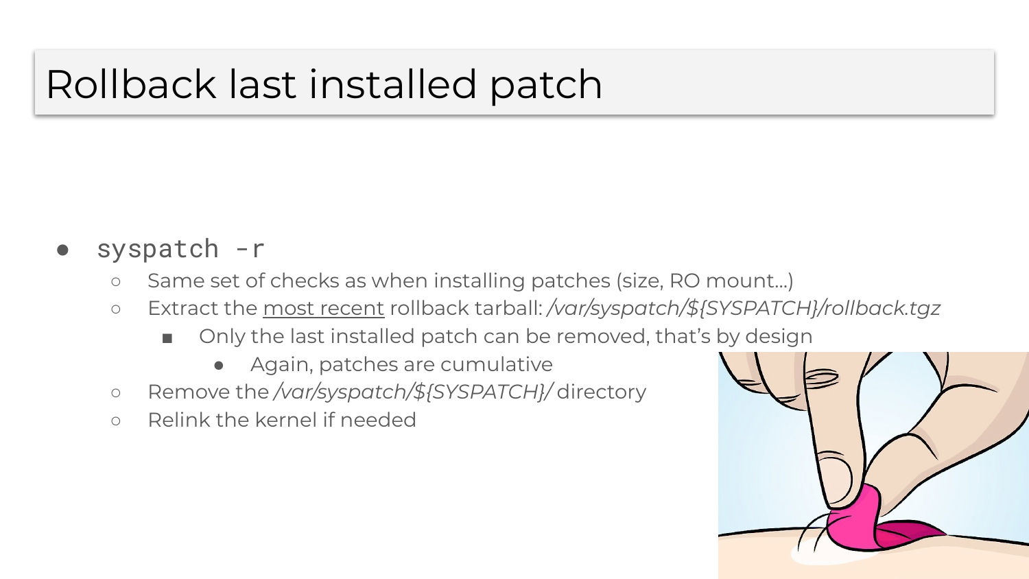# Rollback last installed patch

- `syspatch -r`
  - Same set of checks as when installing patches (size, RO mount...)
  - Extract the <u>most recent</u> rollback tarball: */var/syspatch/${SYSPATCH}/rollback.tgz*
    - Only the last installed patch can be removed, that's by design
      - Again, patches are cumulative
  - Remove the */var/syspatch/${SYSPATCH}/* directory
  - Relink the kernel if needed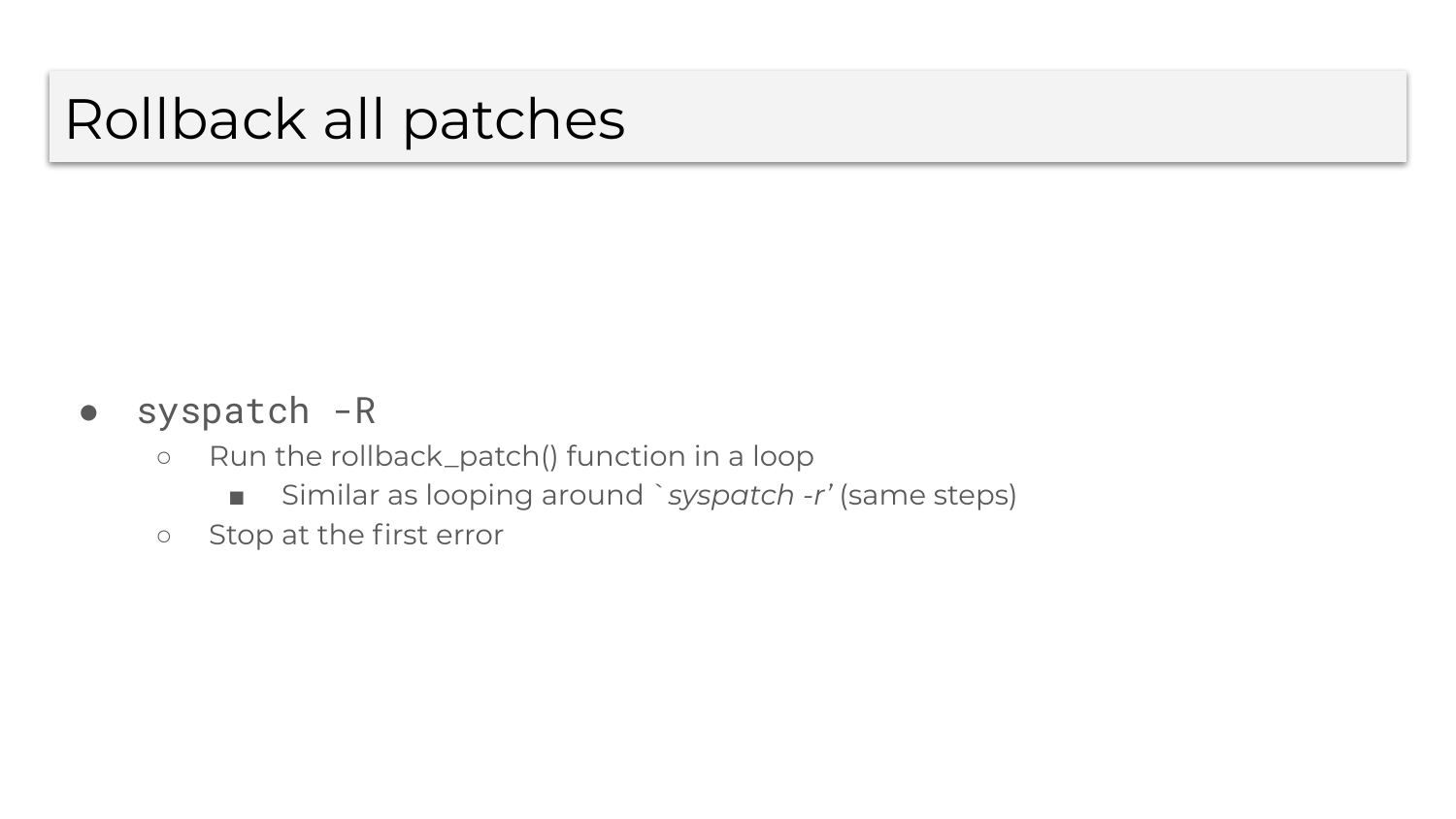# Rollback all patches

- `syspatch -R`
  - Run the rollback_patch() function in a loop
    - Similar as looping around `*syspatch -r*' (same steps)
  - Stop at the first error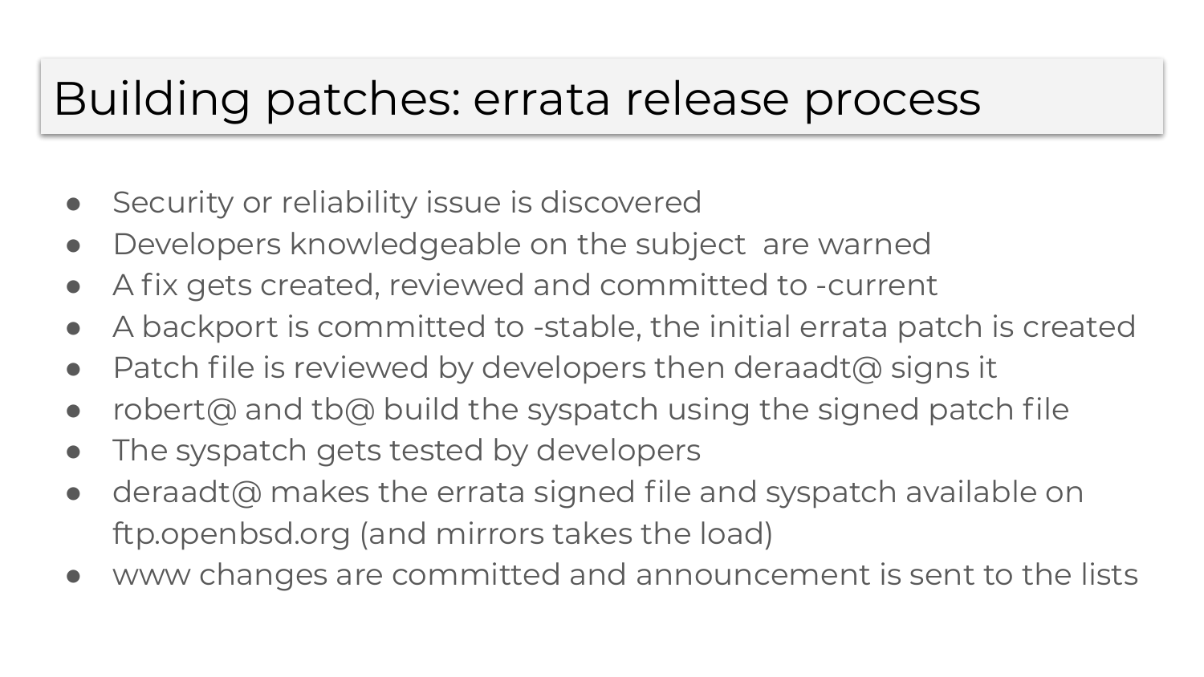# Building patches: errata release process

- Security or reliability issue is discovered
- Developers knowledgeable on the subject  are warned
- A fix gets created, reviewed and committed to -current
- A backport is committed to -stable, the initial errata patch is created
- Patch file is reviewed by developers then deraadt@ signs it
- robert@ and tb@ build the syspatch using the signed patch file
- The syspatch gets tested by developers
- deraadt@ makes the errata signed file and syspatch available on ftp.openbsd.org (and mirrors takes the load)
- www changes are committed and announcement is sent to the lists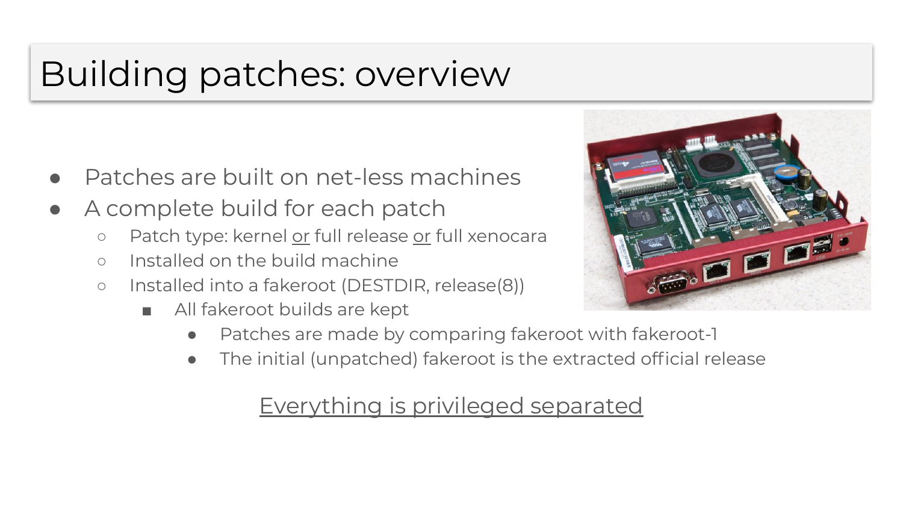# Building patches: overview

- Patches are built on net-less machines
- A complete build for each patch
  - Patch type: kernel <u>or</u> full release <u>or</u> full xenocara
  - Installed on the build machine
  - Installed into a fakeroot (DESTDIR, release(8))
    - All fakeroot builds are kept
      - Patches are made by comparing fakeroot with fakeroot-1
      - The initial (unpatched) fakeroot is the extracted official release

<u>Everything is privileged separated</u>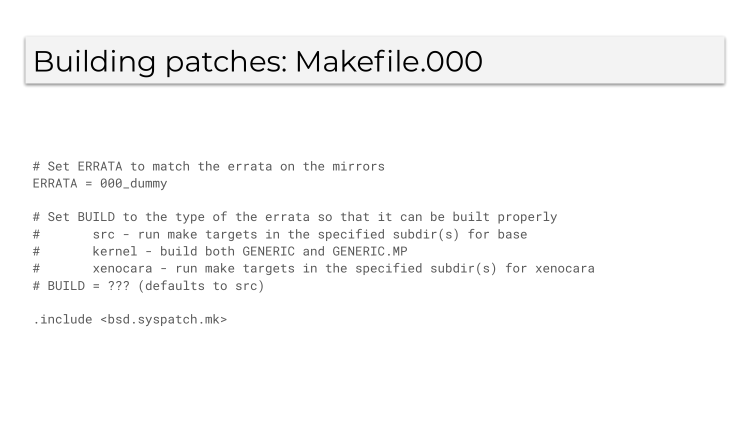# Building patches: Makefile.000

```
# Set ERRATA to match the errata on the mirrors
ERRATA = 000_dummy

# Set BUILD to the type of the errata so that it can be built properly
#       src - run make targets in the specified subdir(s) for base
#       kernel - build both GENERIC and GENERIC.MP
#       xenocara - run make targets in the specified subdir(s) for xenocara
# BUILD = ??? (defaults to src)

.include <bsd.syspatch.mk>
```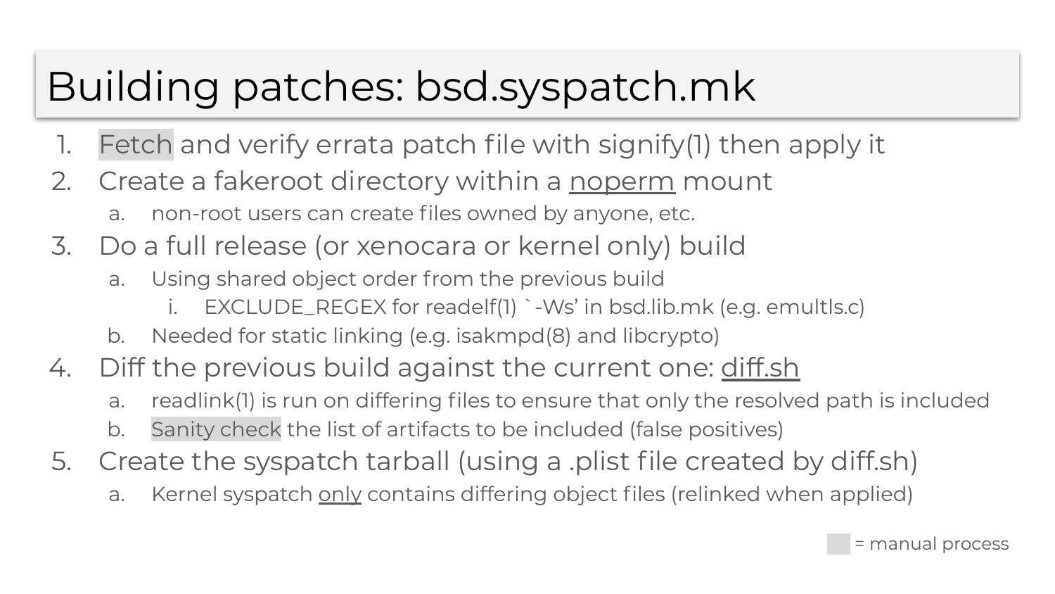# Building patches: bsd.syspatch.mk

1. Fetch and verify errata patch file with signify(1) then apply it
2. Create a fakeroot directory within a <u>noperm</u> mount
   a. non-root users can create files owned by anyone, etc.
3. Do a full release (or xenocara or kernel only) build
   a. Using shared object order from the previous build
      i. EXCLUDE_REGEX for readelf(1) `-Ws' in bsd.lib.mk (e.g. emultls.c)
   b. Needed for static linking (e.g. isakmpd(8) and libcrypto)
4. Diff the previous build against the current one: <u>diff.sh</u>
   a. readlink(1) is run on differing files to ensure that only the resolved path is included
   b. Sanity check the list of artifacts to be included (false positives)
5. Create the syspatch tarball (using a .plist file created by diff.sh)
   a. Kernel syspatch <u>only</u> contains differing object files (relinked when applied)

= manual process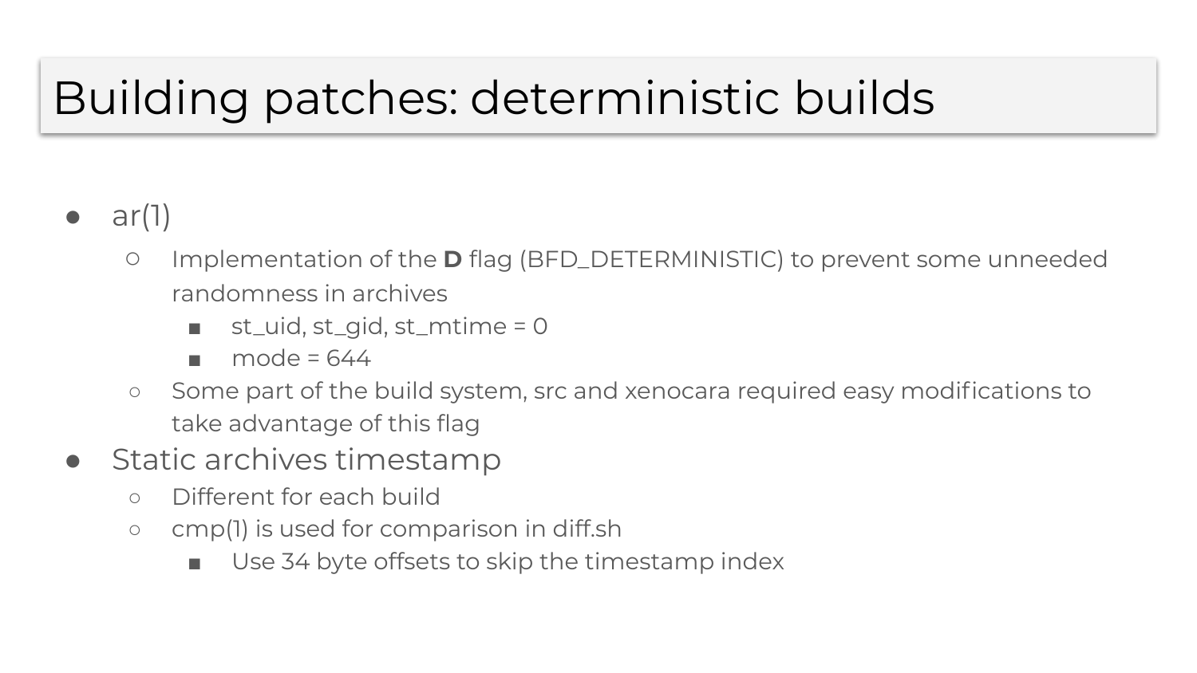# Building patches: deterministic builds

- ar(1)
  - Implementation of the **D** flag (BFD_DETERMINISTIC) to prevent some unneeded randomness in archives
    - st_uid, st_gid, st_mtime = 0
    - mode = 644
  - Some part of the build system, src and xenocara required easy modifications to take advantage of this flag
- Static archives timestamp
  - Different for each build
  - cmp(1) is used for comparison in diff.sh
    - Use 34 byte offsets to skip the timestamp index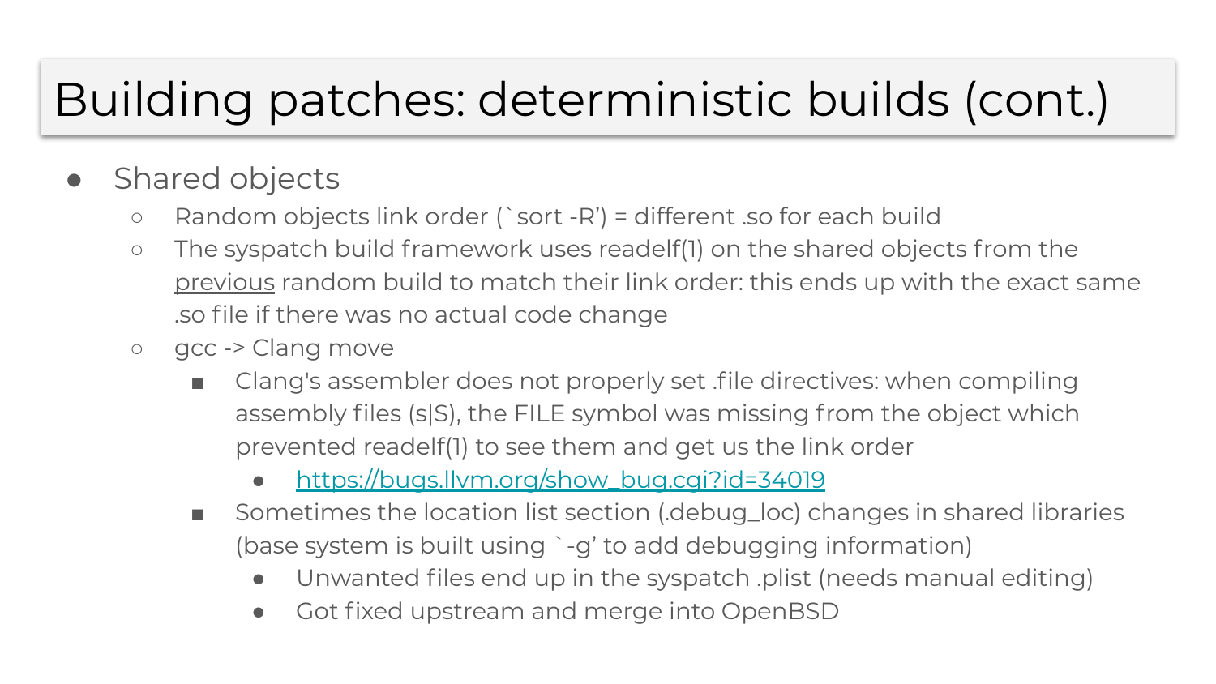# Building patches: deterministic builds (cont.)

- Shared objects
  - Random objects link order (`sort -R’) = different .so for each build
  - The syspatch build framework uses readelf(1) on the shared objects from the <u>previous</u> random build to match their link order: this ends up with the exact same .so file if there was no actual code change
  - gcc -> Clang move
    - Clang's assembler does not properly set .file directives: when compiling assembly files (s|S), the FILE symbol was missing from the object which prevented readelf(1) to see them and get us the link order
      - https://bugs.llvm.org/show_bug.cgi?id=34019
    - Sometimes the location list section (.debug_loc) changes in shared libraries (base system is built using `-g’ to add debugging information)
      - Unwanted files end up in the syspatch .plist (needs manual editing)
      - Got fixed upstream and merge into OpenBSD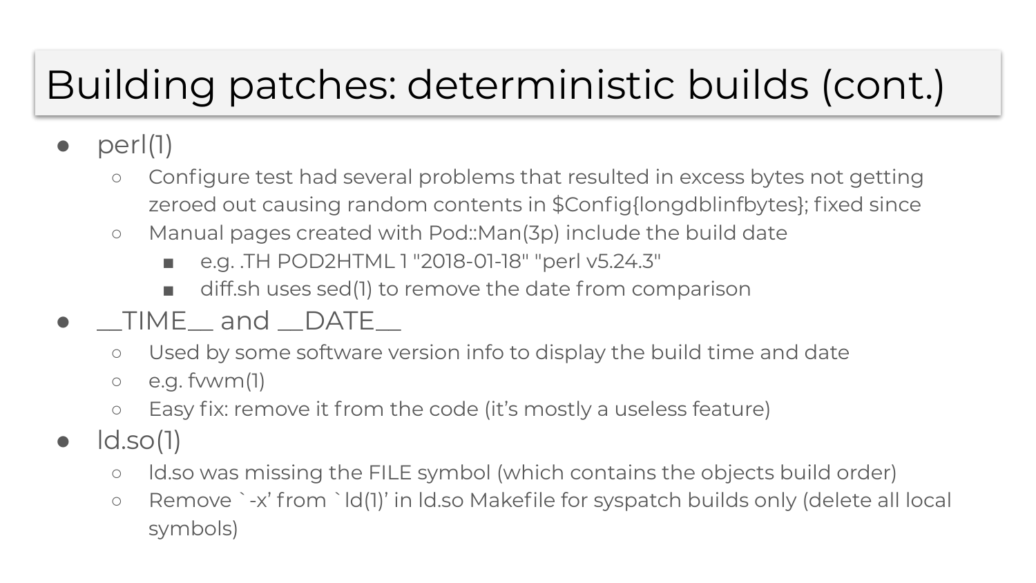# Building patches: deterministic builds (cont.)

- perl(1)
  - Configure test had several problems that resulted in excess bytes not getting zeroed out causing random contents in $Config{longdblinfbytes}; fixed since
  - Manual pages created with Pod::Man(3p) include the build date
    - e.g. .TH POD2HTML 1 "2018-01-18" "perl v5.24.3"
    - diff.sh uses sed(1) to remove the date from comparison
- __TIME__ and __DATE__
  - Used by some software version info to display the build time and date
  - e.g. fvwm(1)
  - Easy fix: remove it from the code (it's mostly a useless feature)
- ld.so(1)
  - ld.so was missing the FILE symbol (which contains the objects build order)
  - Remove `-x' from `ld(1)' in ld.so Makefile for syspatch builds only (delete all local symbols)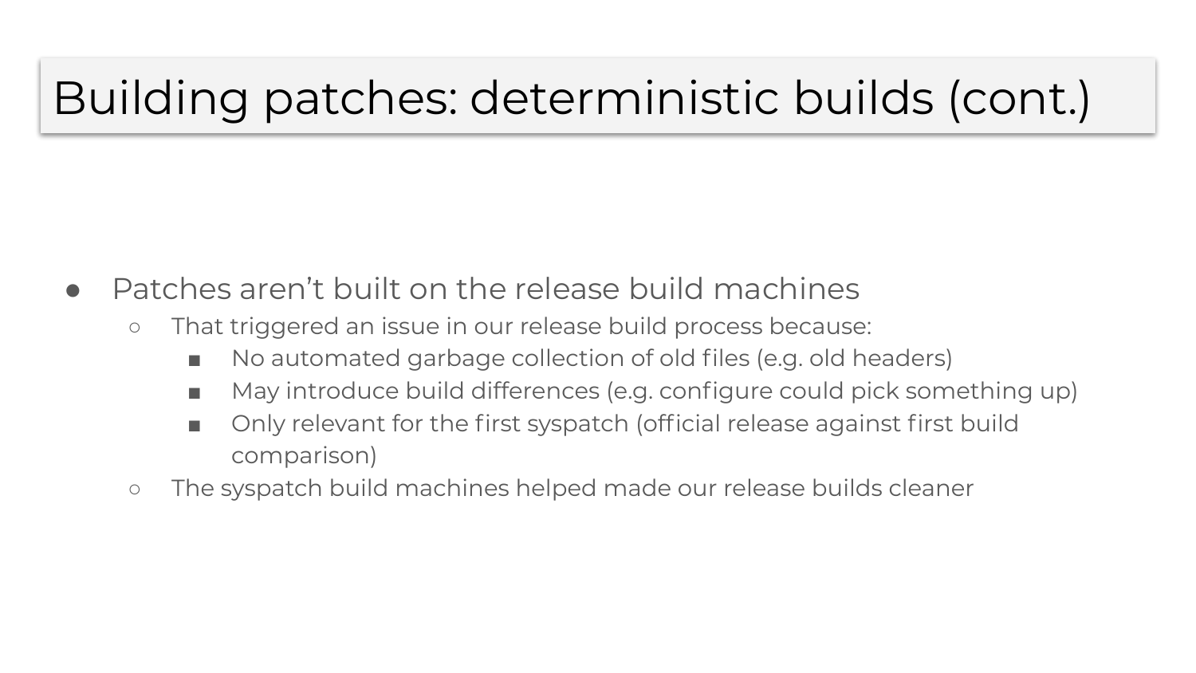# Building patches: deterministic builds (cont.)

- Patches aren't built on the release build machines
  - That triggered an issue in our release build process because:
    - No automated garbage collection of old files (e.g. old headers)
    - May introduce build differences (e.g. configure could pick something up)
    - Only relevant for the first syspatch (official release against first build comparison)
  - The syspatch build machines helped made our release builds cleaner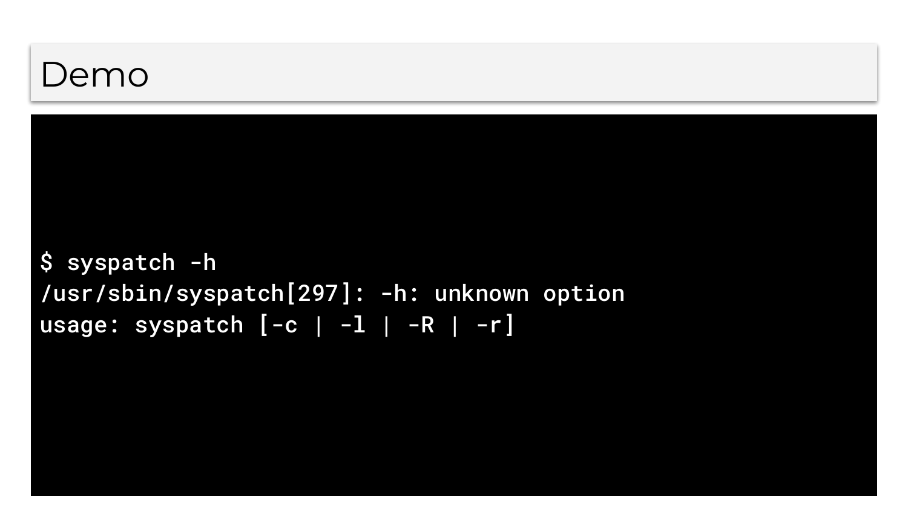# Demo

```
$ syspatch -h
/usr/sbin/syspatch[297]: -h: unknown option
usage: syspatch [-c | -l | -R | -r]
```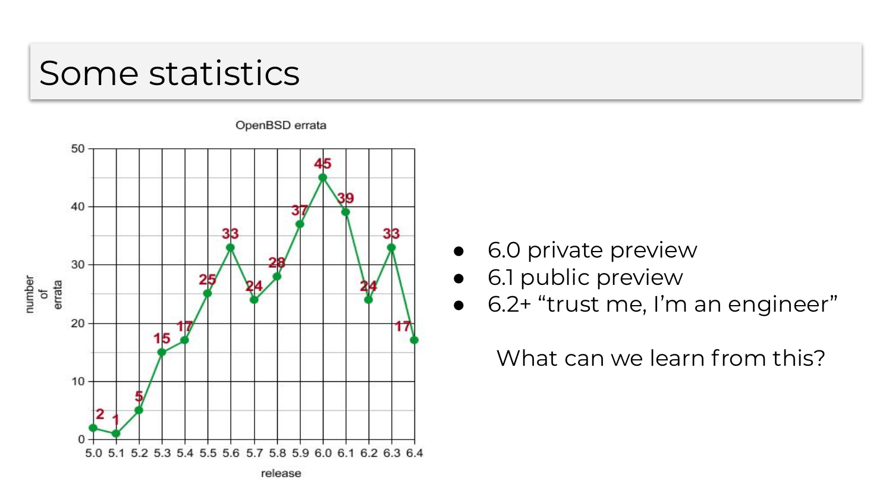# Some statistics

**OpenBSD errata**

| release | number of errata |
| --- | --- |
| 5.0 | 2 |
| 5.1 | 1 |
| 5.2 | 5 |
| 5.3 | 15 |
| 5.4 | 17 |
| 5.5 | 25 |
| 5.6 | 33 |
| 5.7 | 24 |
| 5.8 | 28 |
| 5.9 | 37 |
| 6.0 | 45 |
| 6.1 | 39 |
| 6.2 | 24 |
| 6.3 | 33 |
| 6.4 | 17 |

- 6.0 private preview
- 6.1 public preview
- 6.2+ “trust me, I’m an engineer”

What can we learn from this?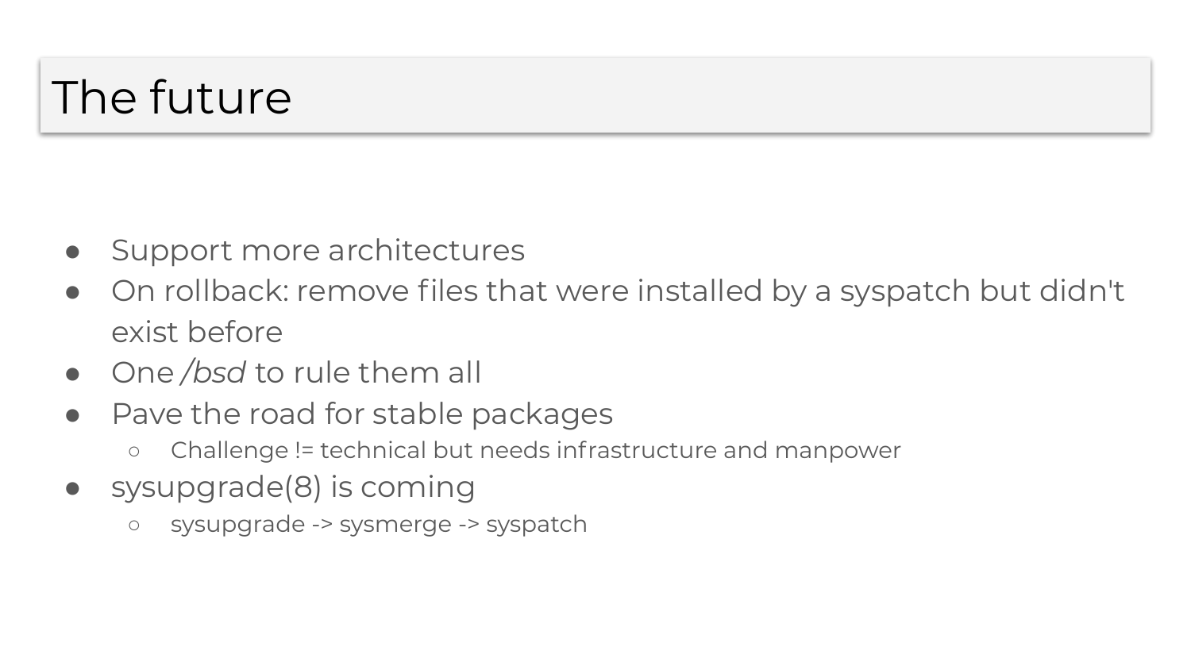# The future

- Support more architectures
- On rollback: remove files that were installed by a syspatch but didn't exist before
- One */bsd* to rule them all
- Pave the road for stable packages
  - Challenge != technical but needs infrastructure and manpower
- sysupgrade(8) is coming
  - sysupgrade -> sysmerge -> syspatch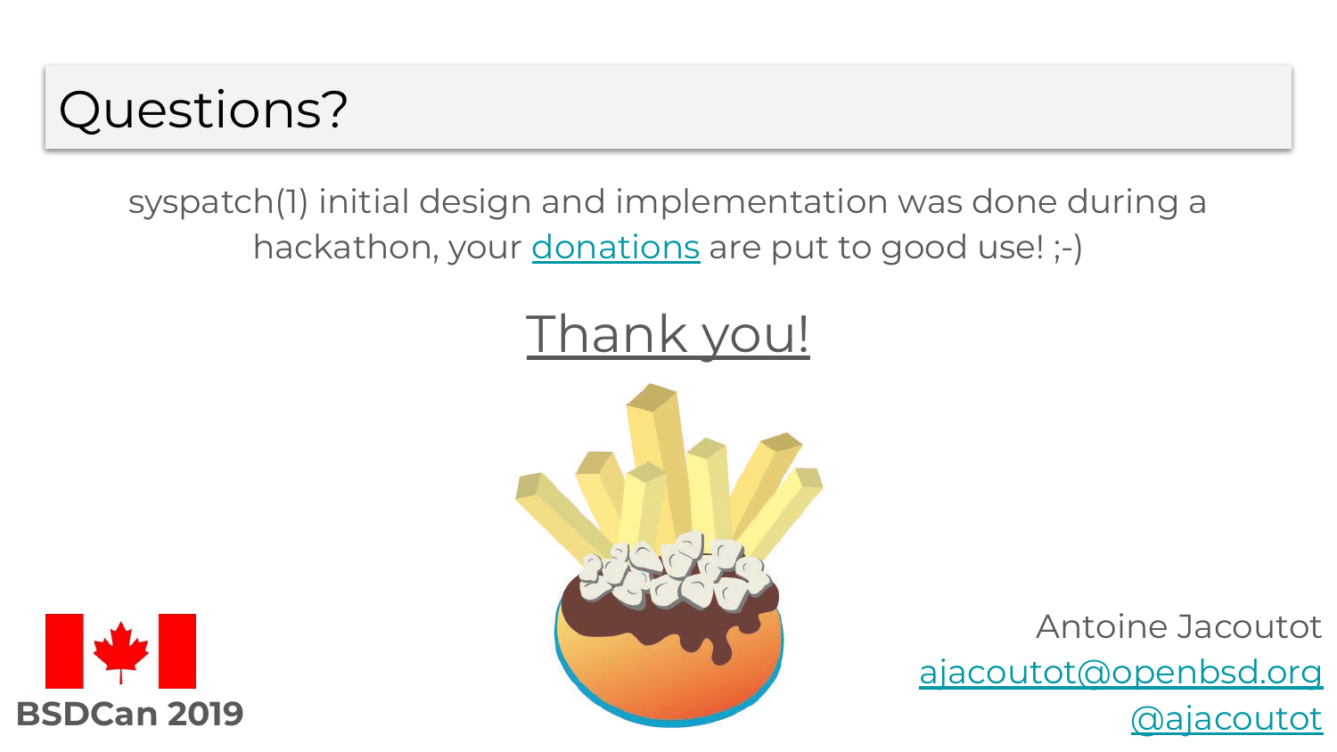# Questions?

syspatch(1) initial design and implementation was done during a hackathon, your donations are put to good use! ;-)

Thank you!

BSDCan 2019

Antoine Jacoutot
ajacoutot@openbsd.org
@ajacoutot